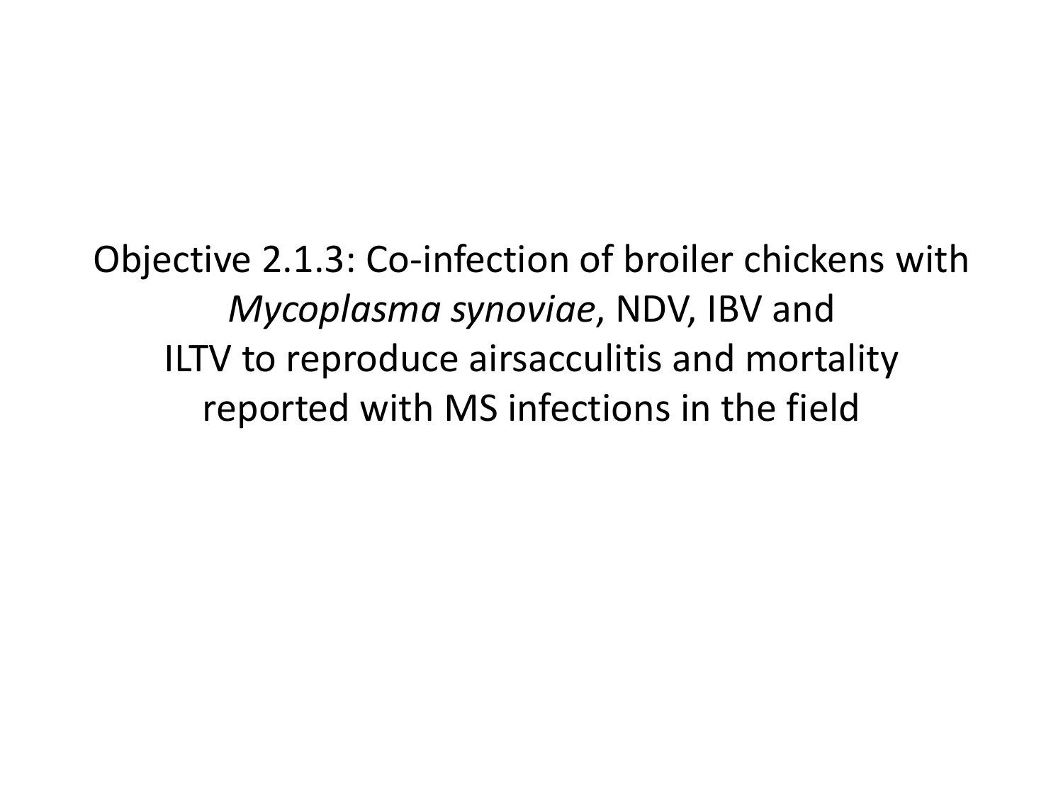# Objective 2.1.3: Co-infection of broiler chickens with *Mycoplasma synoviae*, NDV, IBV and ILTV to reproduce airsacculitis and mortality reported with MS infections in the field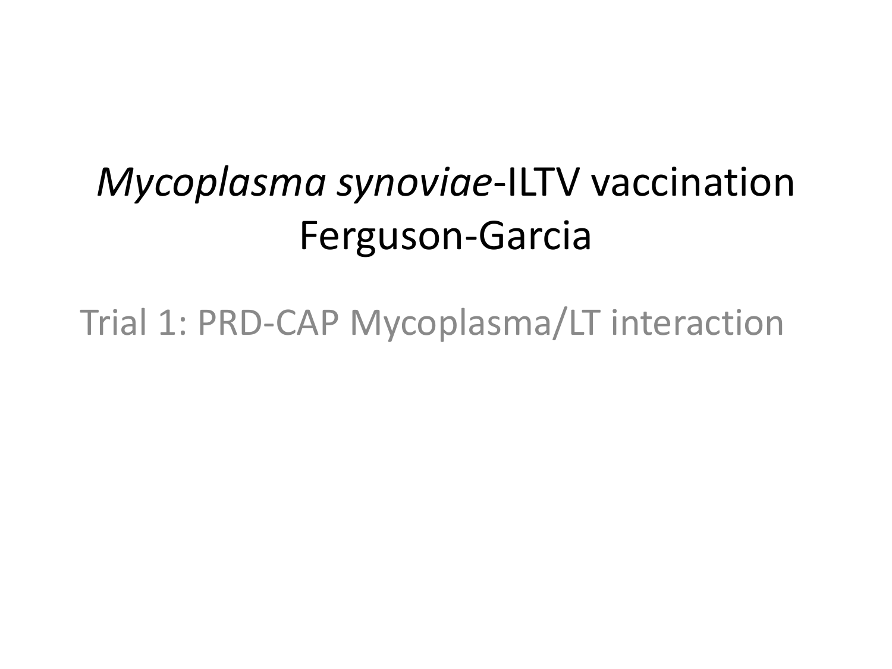# *Mycoplasma synoviae*-ILTV vaccination Ferguson-Garcia

Trial 1: PRD-CAP Mycoplasma/LT interaction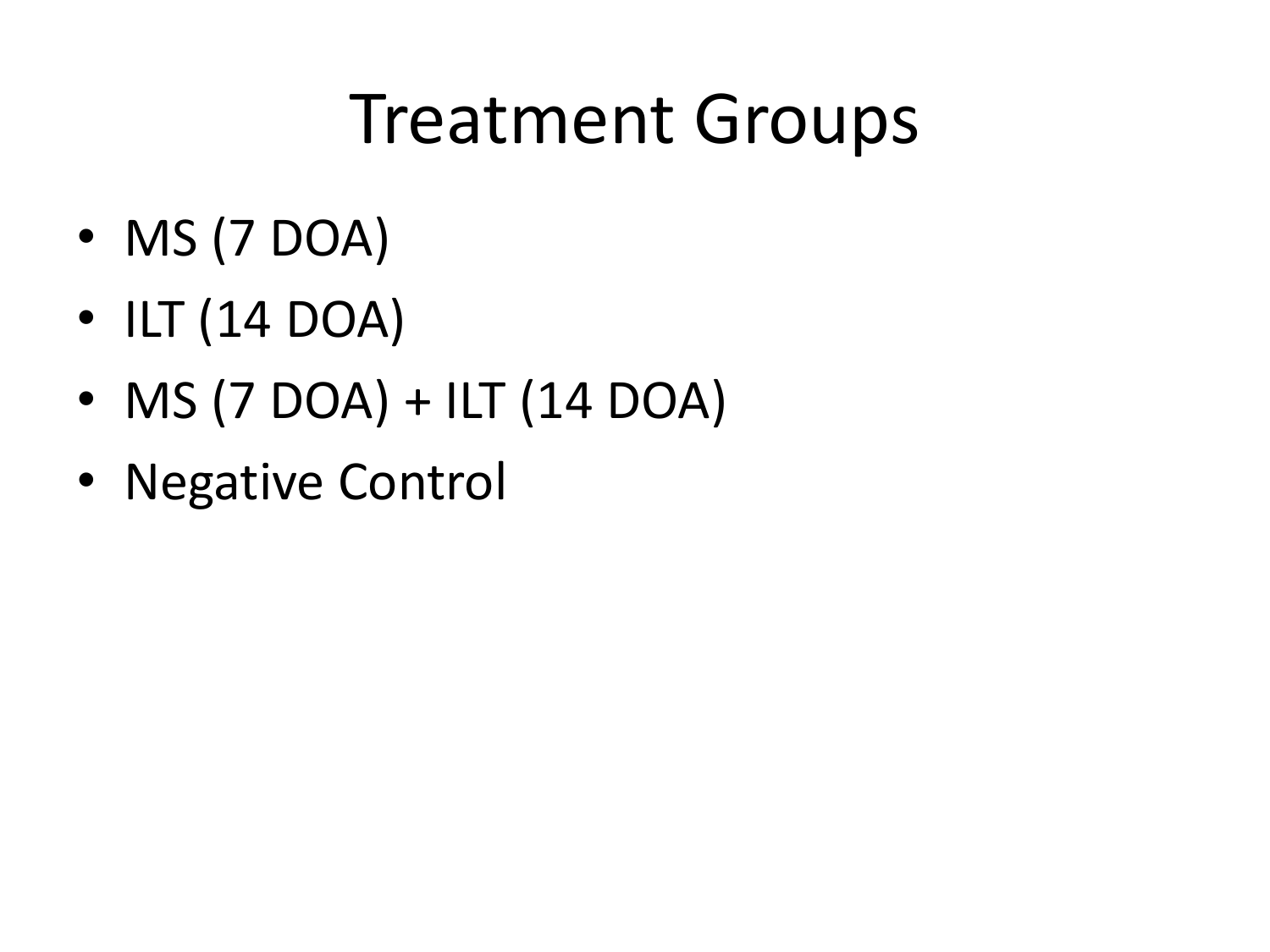# Treatment Groups

- MS (7 DOA)
- ILT (14 DOA)
- MS (7 DOA) + ILT (14 DOA)
- Negative Control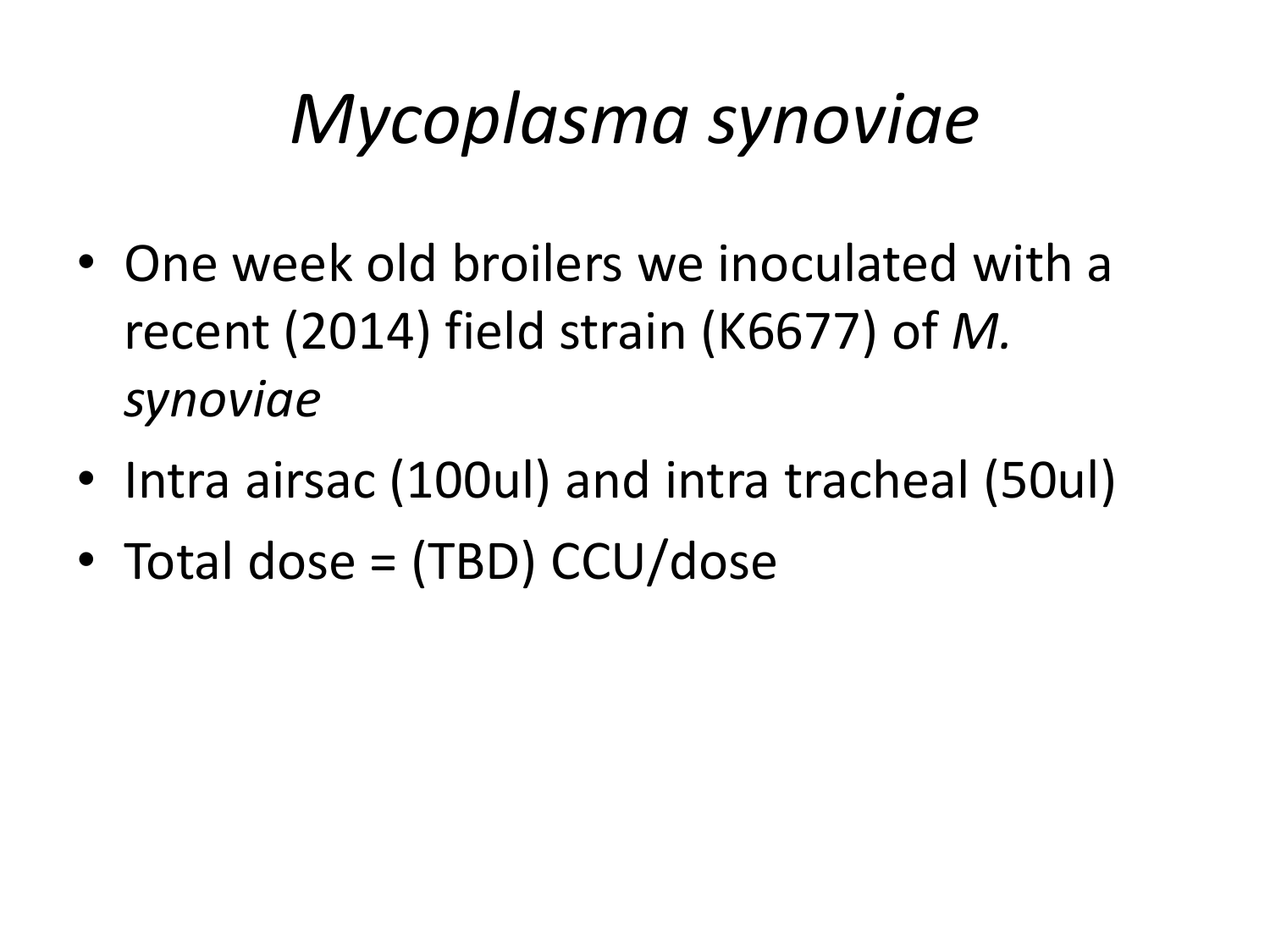# *Mycoplasma synoviae*

- One week old broilers we inoculated with a recent (2014) field strain (K6677) of *M. synoviae*
- Intra airsac (100ul) and intra tracheal (50ul)
- Total dose = (TBD) CCU/dose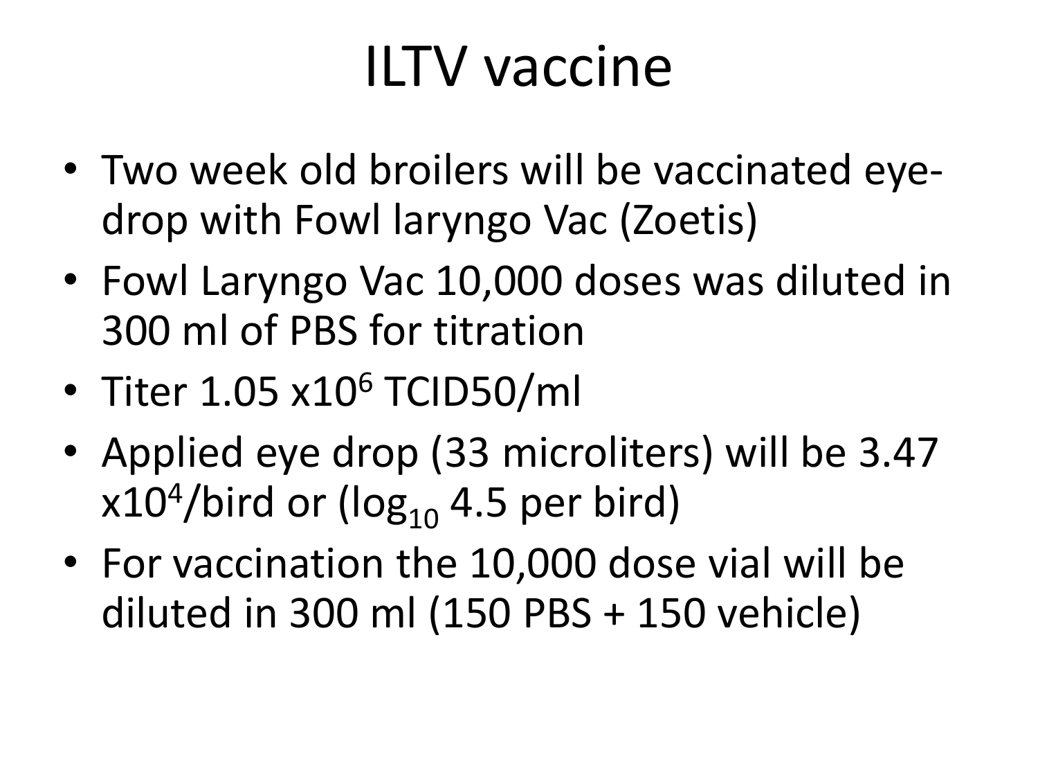# ILTV vaccine

- Two week old broilers will be vaccinated eye-drop with Fowl laryngo Vac (Zoetis)
- Fowl Laryngo Vac 10,000 doses was diluted in 300 ml of PBS for titration
- Titer $1.05 \times 10^6$ TCID50/ml
- Applied eye drop (33 microliters) will be $3.47 \times 10^4$/bird or ($\log_{10}$ 4.5 per bird)
- For vaccination the 10,000 dose vial will be diluted in 300 ml (150 PBS + 150 vehicle)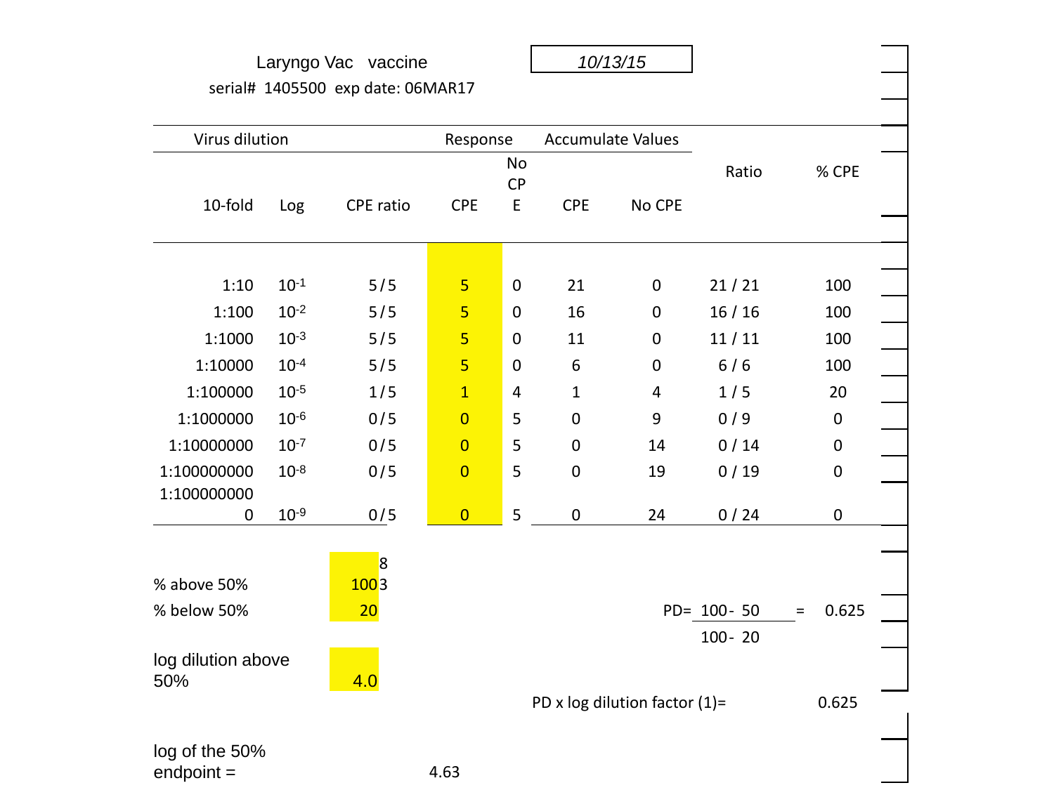Laryngo Vac vaccine

serial# 1405500 exp date: 06MAR17

10/13/15

| Virus dilution | | | Response | | Accumulate Values | | | |
|---|---|---|---|---|---|---|---|---|
| 10-fold | Log | CPE ratio | CPE | No CPE | CPE | No CPE | Ratio | % CPE |
| 1:10 | $10^{-1}$ | 5 / 5 | 5 | 0 | 21 | 0 | 21 / 21 | 100 |
| 1:100 | $10^{-2}$ | 5 / 5 | 5 | 0 | 16 | 0 | 16 / 16 | 100 |
| 1:1000 | $10^{-3}$ | 5 / 5 | 5 | 0 | 11 | 0 | 11 / 11 | 100 |
| 1:10000 | $10^{-4}$ | 5 / 5 | 5 | 0 | 6 | 0 | 6 / 6 | 100 |
| 1:100000 | $10^{-5}$ | 1 / 5 | 1 | 4 | 1 | 4 | 1 / 5 | 20 |
| 1:1000000 | $10^{-6}$ | 0 / 5 | 0 | 5 | 0 | 9 | 0 / 9 | 0 |
| 1:10000000 | $10^{-7}$ | 0 / 5 | 0 | 5 | 0 | 14 | 0 / 14 | 0 |
| 1:100000000 | $10^{-8}$ | 0 / 5 | 0 | 5 | 0 | 19 | 0 / 19 | 0 |
| 1:1000000000 | $10^{-9}$ | 0 / 5 | 0 | 5 | 0 | 24 | 0 / 24 | 0 |

% above 50% 100 83

% below 50% 20

log dilution above 50% 4.0

$$PD = \frac{100 - 50}{100 - 20} = 0.625$$

PD x log dilution factor (1)= 0.625

log of the 50% endpoint = 4.63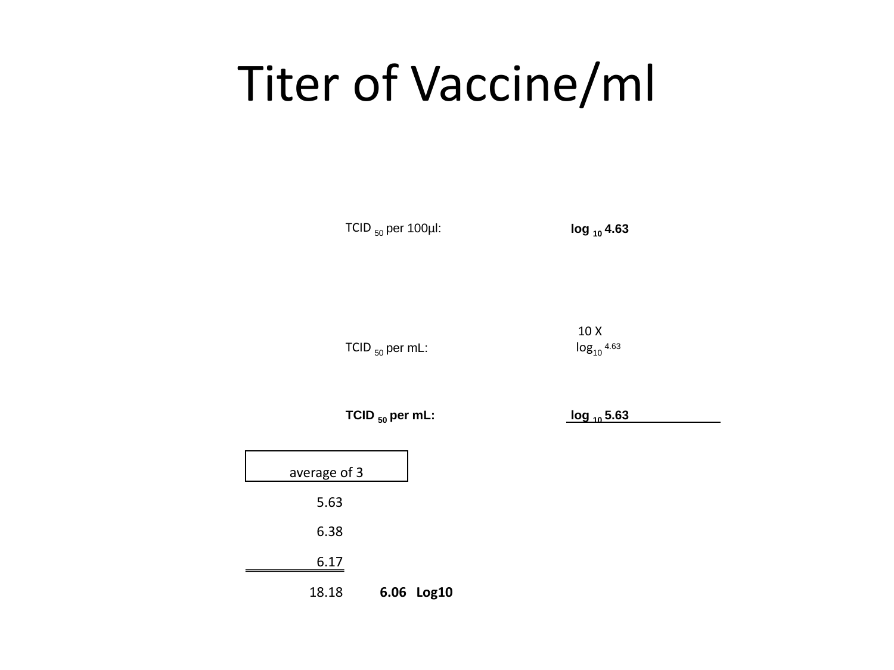# Titer of Vaccine/ml

| | |
|---|---|
| $TCID_{50}$ per 100µl: | **$\log_{10}$ 4.63** |
| $TCID_{50}$ per mL: | 10 X $\log_{10}{}^{4.63}$ |
| **$TCID_{50}$ per mL:** | **$\log_{10}$ 5.63** |

| average of 3 | |
|---|---|
| 5.63 | |
| 6.38 | |
| 6.17 | |
| 18.18 | **6.06 Log10** |